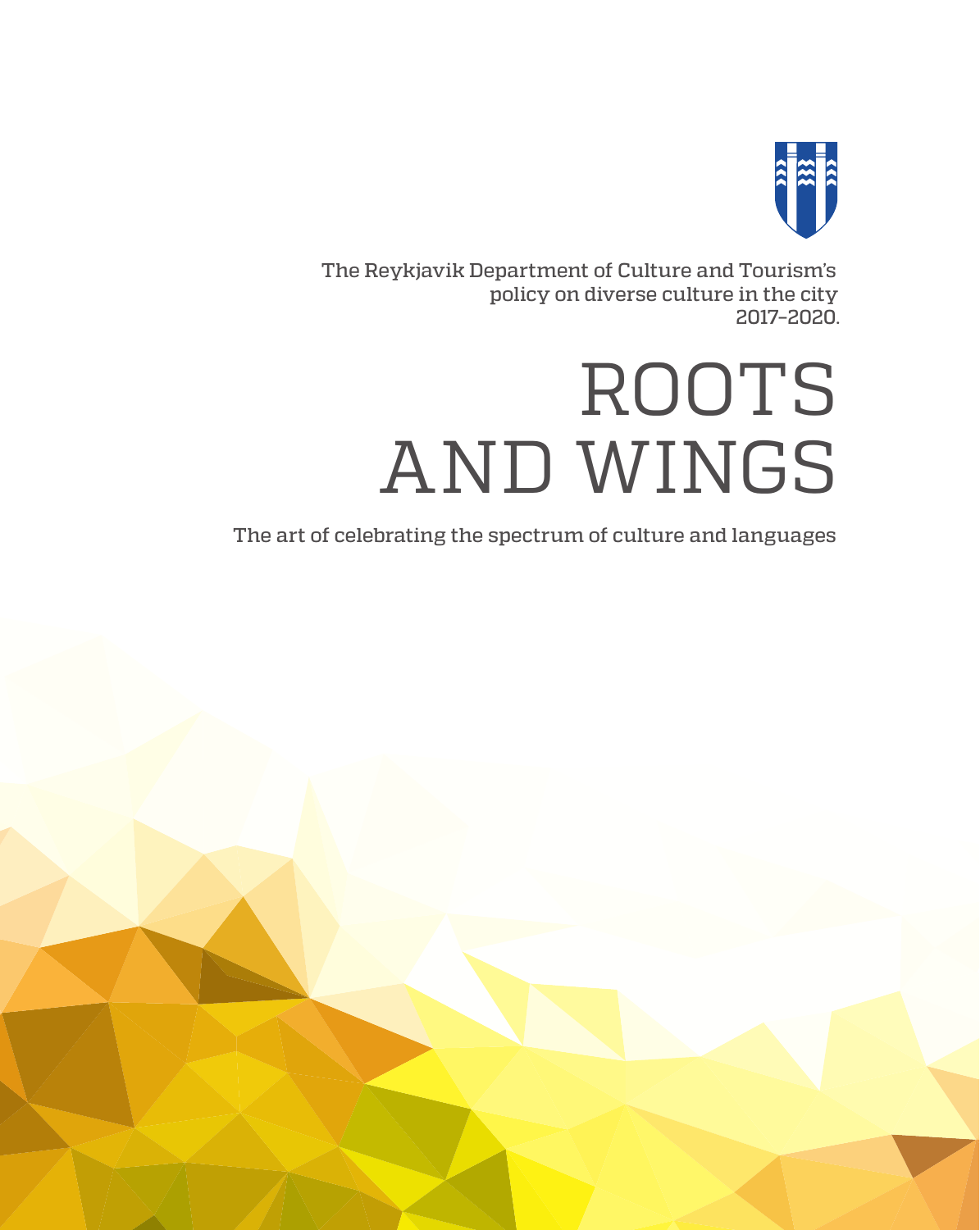The Reykjavik Department of Culture and Tourism's policy on diverse culture in the city 2017–2020.

# ROOTS AND WINGS

The art of celebrating the spectrum of culture and languages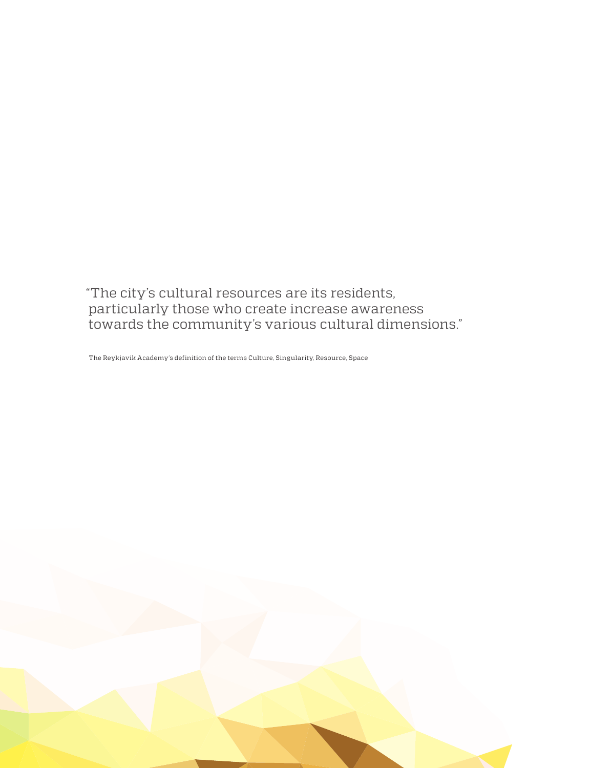"The city's cultural resources are its residents, particularly those who create increase awareness towards the community's various cultural dimensions."

The Reykjavik Academy's definition of the terms Culture, Singularity, Resource, Space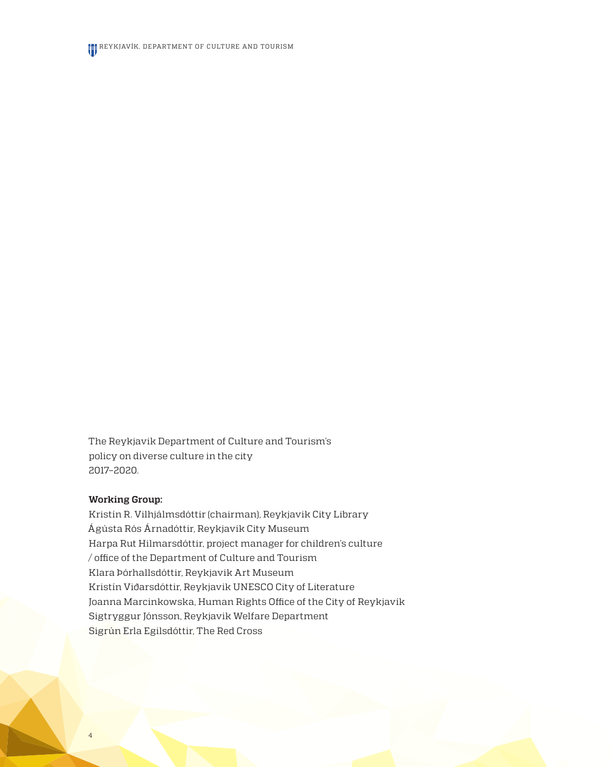The Reykjavik Department of Culture and Tourism's
policy on diverse culture in the city
2017–2020.

**Working Group:**

Kristín R. Vilhjálmsdóttir (chairman), Reykjavik City Library
Ágústa Rós Árnadóttir, Reykjavik City Museum
Harpa Rut Hilmarsdóttir, project manager for children's culture / office of the Department of Culture and Tourism
Klara Þórhallsdóttir, Reykjavik Art Museum
Kristín Viðarsdóttir, Reykjavik UNESCO City of Literature
Joanna Marcinkowska, Human Rights Office of the City of Reykjavík
Sigtryggur Jónsson, Reykjavik Welfare Department
Sigrún Erla Egilsdóttir, The Red Cross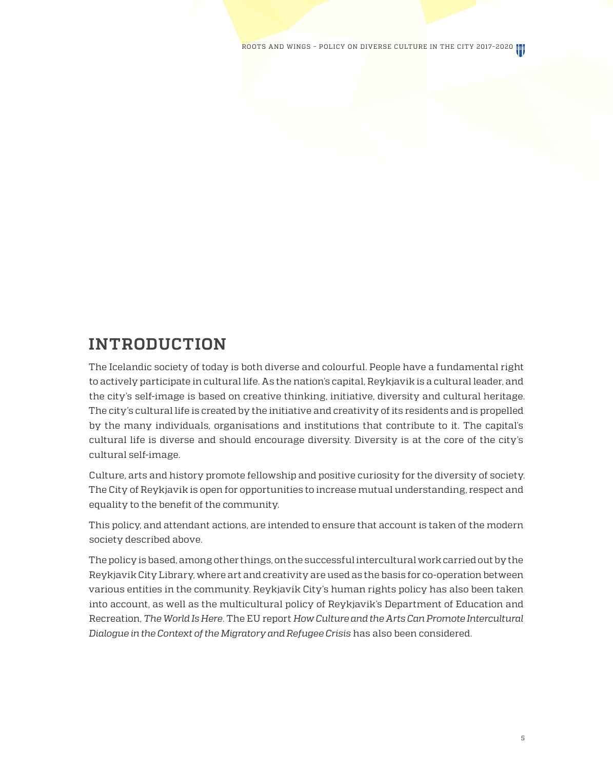# INTRODUCTION

The Icelandic society of today is both diverse and colourful. People have a fundamental right to actively participate in cultural life. As the nation's capital, Reykjavik is a cultural leader, and the city's self-image is based on creative thinking, initiative, diversity and cultural heritage. The city's cultural life is created by the initiative and creativity of its residents and is propelled by the many individuals, organisations and institutions that contribute to it. The capital's cultural life is diverse and should encourage diversity. Diversity is at the core of the city's cultural self-image.

Culture, arts and history promote fellowship and positive curiosity for the diversity of society. The City of Reykjavik is open for opportunities to increase mutual understanding, respect and equality to the benefit of the community.

This policy, and attendant actions, are intended to ensure that account is taken of the modern society described above.

The policy is based, among other things, on the successful intercultural work carried out by the Reykjavik City Library, where art and creativity are used as the basis for co-operation between various entities in the community. Reykjavík City's human rights policy has also been taken into account, as well as the multicultural policy of Reykjavik's Department of Education and Recreation, *The World Is Here*. The EU report *How Culture and the Arts Can Promote Intercultural Dialogue in the Context of the Migratory and Refugee Crisis* has also been considered.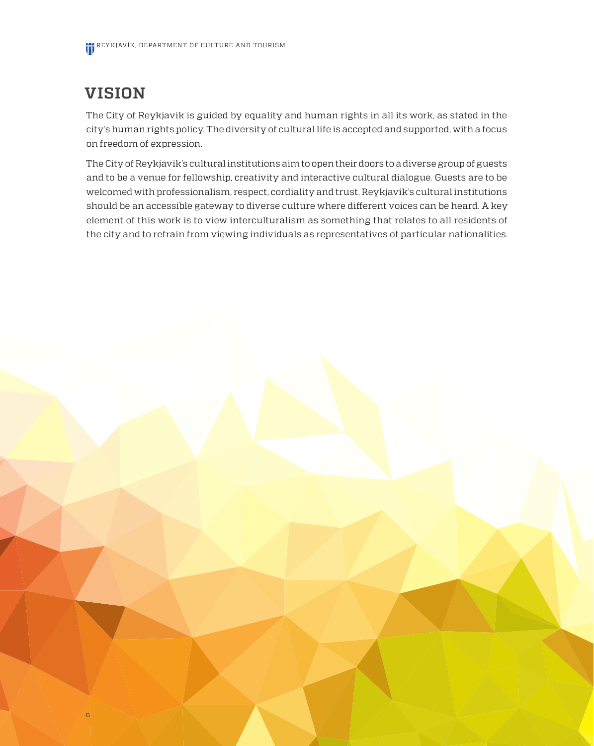# VISION

The City of Reykjavik is guided by equality and human rights in all its work, as stated in the city's human rights policy. The diversity of cultural life is accepted and supported, with a focus on freedom of expression.

The City of Reykjavik's cultural institutions aim to open their doors to a diverse group of guests and to be a venue for fellowship, creativity and interactive cultural dialogue. Guests are to be welcomed with professionalism, respect, cordiality and trust. Reykjavik's cultural institutions should be an accessible gateway to diverse culture where different voices can be heard. A key element of this work is to view interculturalism as something that relates to all residents of the city and to refrain from viewing individuals as representatives of particular nationalities.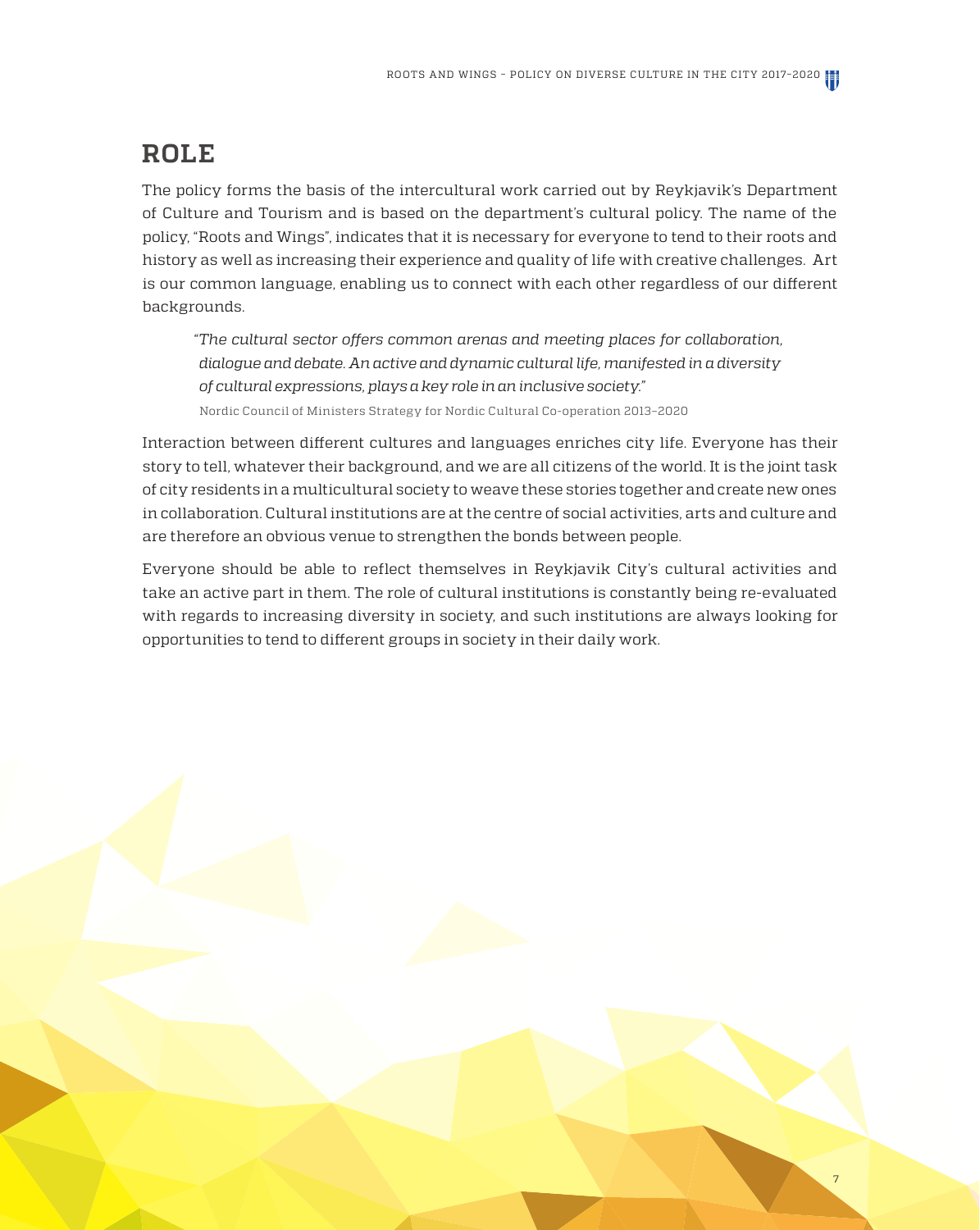# ROLE

The policy forms the basis of the intercultural work carried out by Reykjavik's Department of Culture and Tourism and is based on the department's cultural policy. The name of the policy, "Roots and Wings", indicates that it is necessary for everyone to tend to their roots and history as well as increasing their experience and quality of life with creative challenges. Art is our common language, enabling us to connect with each other regardless of our different backgrounds.

> *"The cultural sector offers common arenas and meeting places for collaboration, dialogue and debate. An active and dynamic cultural life, manifested in a diversity of cultural expressions, plays a key role in an inclusive society."*
>
> Nordic Council of Ministers Strategy for Nordic Cultural Co-operation 2013–2020

Interaction between different cultures and languages enriches city life. Everyone has their story to tell, whatever their background, and we are all citizens of the world. It is the joint task of city residents in a multicultural society to weave these stories together and create new ones in collaboration. Cultural institutions are at the centre of social activities, arts and culture and are therefore an obvious venue to strengthen the bonds between people.

Everyone should be able to reflect themselves in Reykjavik City's cultural activities and take an active part in them. The role of cultural institutions is constantly being re-evaluated with regards to increasing diversity in society, and such institutions are always looking for opportunities to tend to different groups in society in their daily work.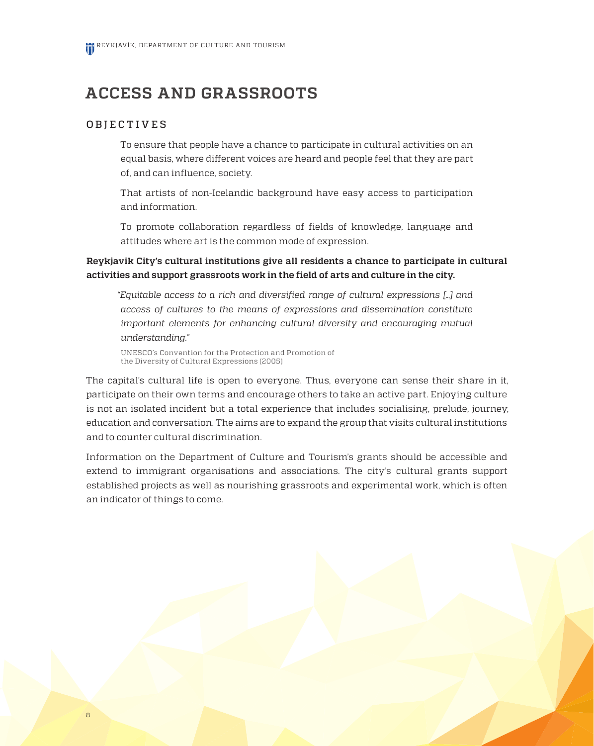# ACCESS AND GRASSROOTS

## OBJECTIVES

To ensure that people have a chance to participate in cultural activities on an equal basis, where different voices are heard and people feel that they are part of, and can influence, society.

That artists of non-Icelandic background have easy access to participation and information.

To promote collaboration regardless of fields of knowledge, language and attitudes where art is the common mode of expression.

**Reykjavík City's cultural institutions give all residents a chance to participate in cultural activities and support grassroots work in the field of arts and culture in the city.**

> *"Equitable access to a rich and diversified range of cultural expressions […] and access of cultures to the means of expressions and dissemination constitute important elements for enhancing cultural diversity and encouraging mutual understanding."*
>
> UNESCO's Convention for the Protection and Promotion of the Diversity of Cultural Expressions (2005)

The capital's cultural life is open to everyone. Thus, everyone can sense their share in it, participate on their own terms and encourage others to take an active part. Enjoying culture is not an isolated incident but a total experience that includes socialising, prelude, journey, education and conversation. The aims are to expand the group that visits cultural institutions and to counter cultural discrimination.

Information on the Department of Culture and Tourism's grants should be accessible and extend to immigrant organisations and associations. The city's cultural grants support established projects as well as nourishing grassroots and experimental work, which is often an indicator of things to come.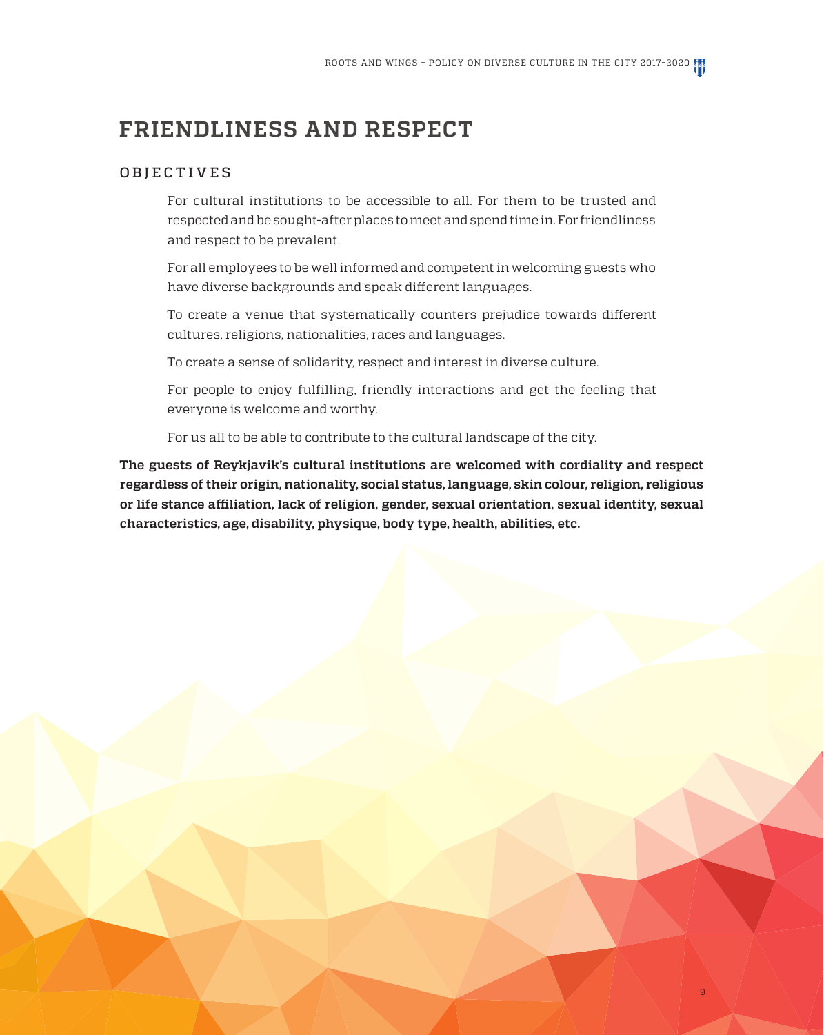# FRIENDLINESS AND RESPECT

## OBJECTIVES

For cultural institutions to be accessible to all. For them to be trusted and respected and be sought-after places to meet and spend time in. For friendliness and respect to be prevalent.

For all employees to be well informed and competent in welcoming guests who have diverse backgrounds and speak different languages.

To create a venue that systematically counters prejudice towards different cultures, religions, nationalities, races and languages.

To create a sense of solidarity, respect and interest in diverse culture.

For people to enjoy fulfilling, friendly interactions and get the feeling that everyone is welcome and worthy.

For us all to be able to contribute to the cultural landscape of the city.

**The guests of Reykjavik's cultural institutions are welcomed with cordiality and respect regardless of their origin, nationality, social status, language, skin colour, religion, religious or life stance affiliation, lack of religion, gender, sexual orientation, sexual identity, sexual characteristics, age, disability, physique, body type, health, abilities, etc.**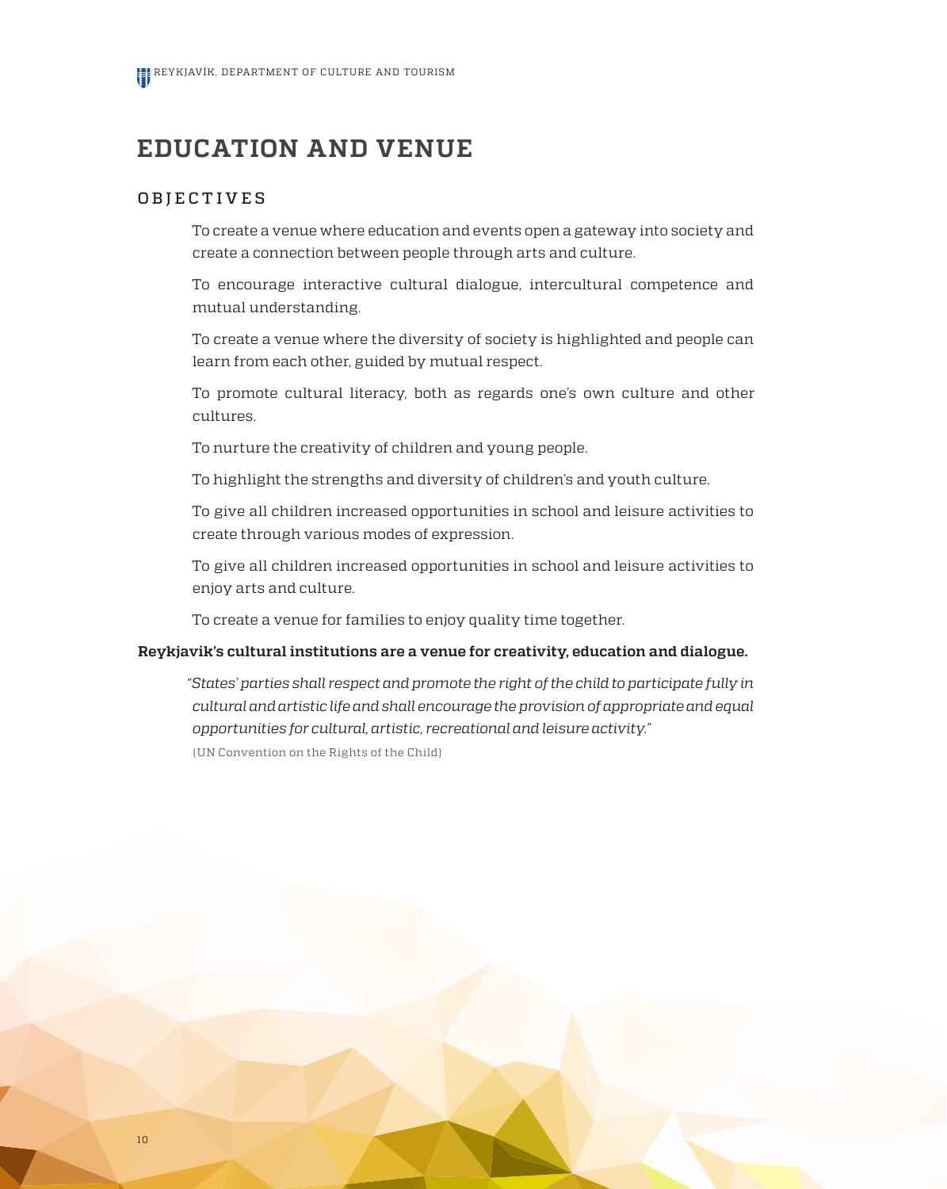# EDUCATION AND VENUE

## OBJECTIVES

To create a venue where education and events open a gateway into society and create a connection between people through arts and culture.

To encourage interactive cultural dialogue, intercultural competence and mutual understanding.

To create a venue where the diversity of society is highlighted and people can learn from each other, guided by mutual respect.

To promote cultural literacy, both as regards one's own culture and other cultures.

To nurture the creativity of children and young people.

To highlight the strengths and diversity of children's and youth culture.

To give all children increased opportunities in school and leisure activities to create through various modes of expression.

To give all children increased opportunities in school and leisure activities to enjoy arts and culture.

To create a venue for families to enjoy quality time together.

**Reykjavik's cultural institutions are a venue for creativity, education and dialogue.**

*"States' parties shall respect and promote the right of the child to participate fully in cultural and artistic life and shall encourage the provision of appropriate and equal opportunities for cultural, artistic, recreational and leisure activity."*

(UN Convention on the Rights of the Child)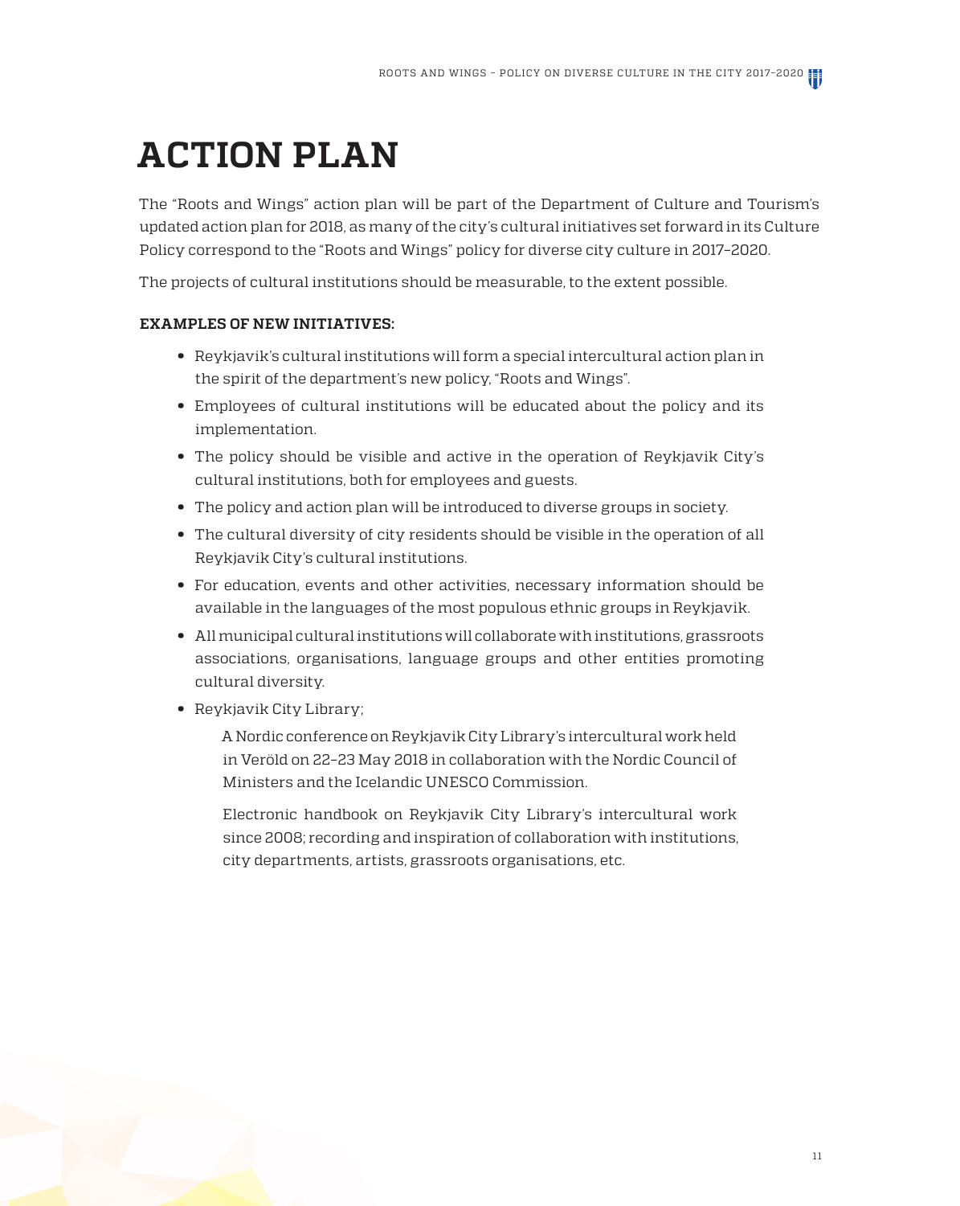# ACTION PLAN

The "Roots and Wings" action plan will be part of the Department of Culture and Tourism's updated action plan for 2018, as many of the city's cultural initiatives set forward in its Culture Policy correspond to the "Roots and Wings" policy for diverse city culture in 2017–2020.

The projects of cultural institutions should be measurable, to the extent possible.

**EXAMPLES OF NEW INITIATIVES:**

- Reykjavik's cultural institutions will form a special intercultural action plan in the spirit of the department's new policy, "Roots and Wings".
- Employees of cultural institutions will be educated about the policy and its implementation.
- The policy should be visible and active in the operation of Reykjavik City's cultural institutions, both for employees and guests.
- The policy and action plan will be introduced to diverse groups in society.
- The cultural diversity of city residents should be visible in the operation of all Reykjavik City's cultural institutions.
- For education, events and other activities, necessary information should be available in the languages of the most populous ethnic groups in Reykjavik.
- All municipal cultural institutions will collaborate with institutions, grassroots associations, organisations, language groups and other entities promoting cultural diversity.
- Reykjavik City Library;

  A Nordic conference on Reykjavik City Library's intercultural work held in Veröld on 22–23 May 2018 in collaboration with the Nordic Council of Ministers and the Icelandic UNESCO Commission.

  Electronic handbook on Reykjavik City Library's intercultural work since 2008; recording and inspiration of collaboration with institutions, city departments, artists, grassroots organisations, etc.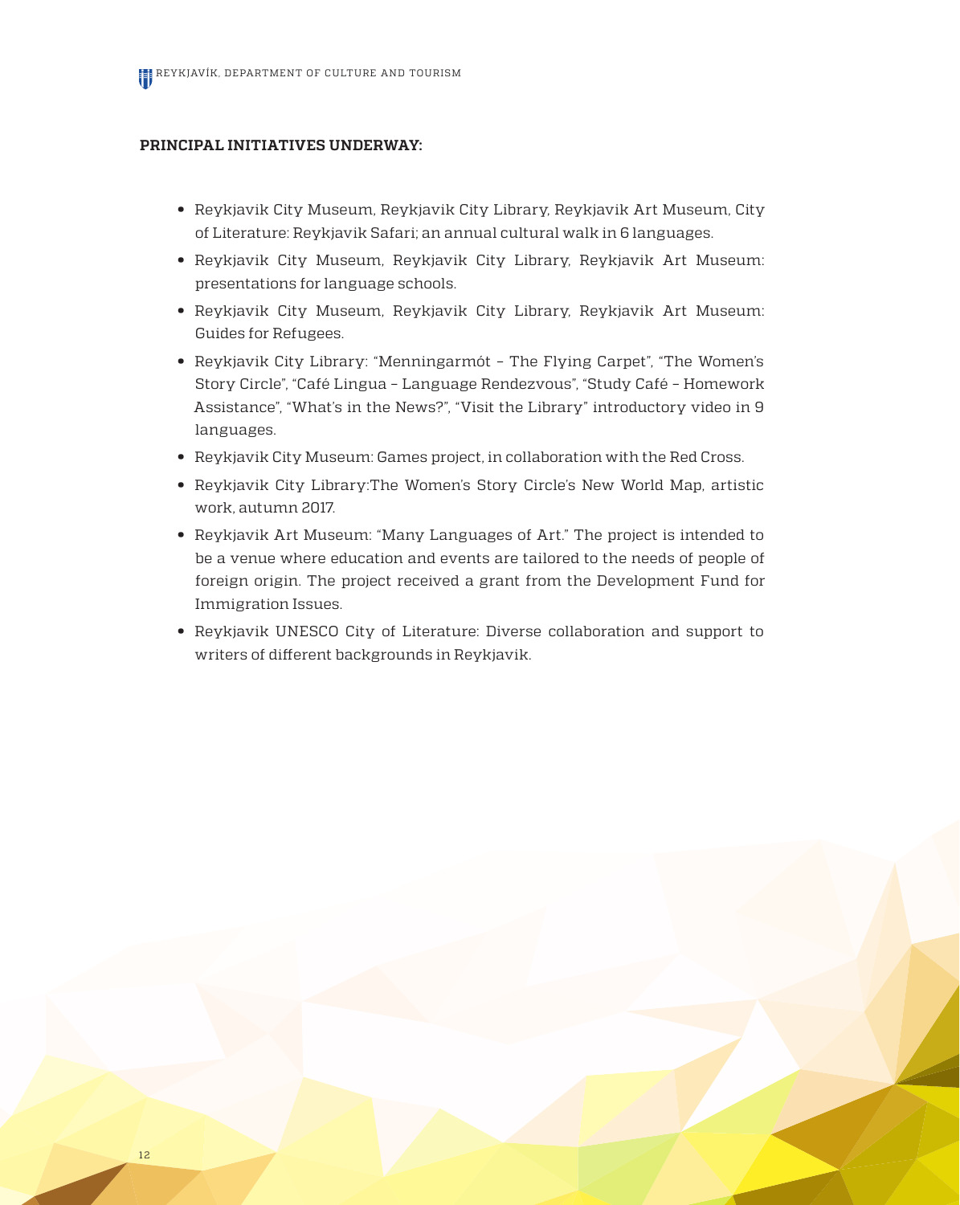**PRINCIPAL INITIATIVES UNDERWAY:**

- Reykjavik City Museum, Reykjavik City Library, Reykjavik Art Museum, City of Literature: Reykjavik Safari; an annual cultural walk in 6 languages.
- Reykjavik City Museum, Reykjavik City Library, Reykjavik Art Museum: presentations for language schools.
- Reykjavik City Museum, Reykjavik City Library, Reykjavik Art Museum: Guides for Refugees.
- Reykjavik City Library: "Menningarmót – The Flying Carpet", "The Women's Story Circle", "Café Lingua – Language Rendezvous", "Study Café – Homework Assistance", "What's in the News?", "Visit the Library" introductory video in 9 languages.
- Reykjavik City Museum: Games project, in collaboration with the Red Cross.
- Reykjavik City Library:The Women's Story Circle's New World Map, artistic work, autumn 2017.
- Reykjavik Art Museum: "Many Languages of Art." The project is intended to be a venue where education and events are tailored to the needs of people of foreign origin. The project received a grant from the Development Fund for Immigration Issues.
- Reykjavik UNESCO City of Literature: Diverse collaboration and support to writers of different backgrounds in Reykjavik.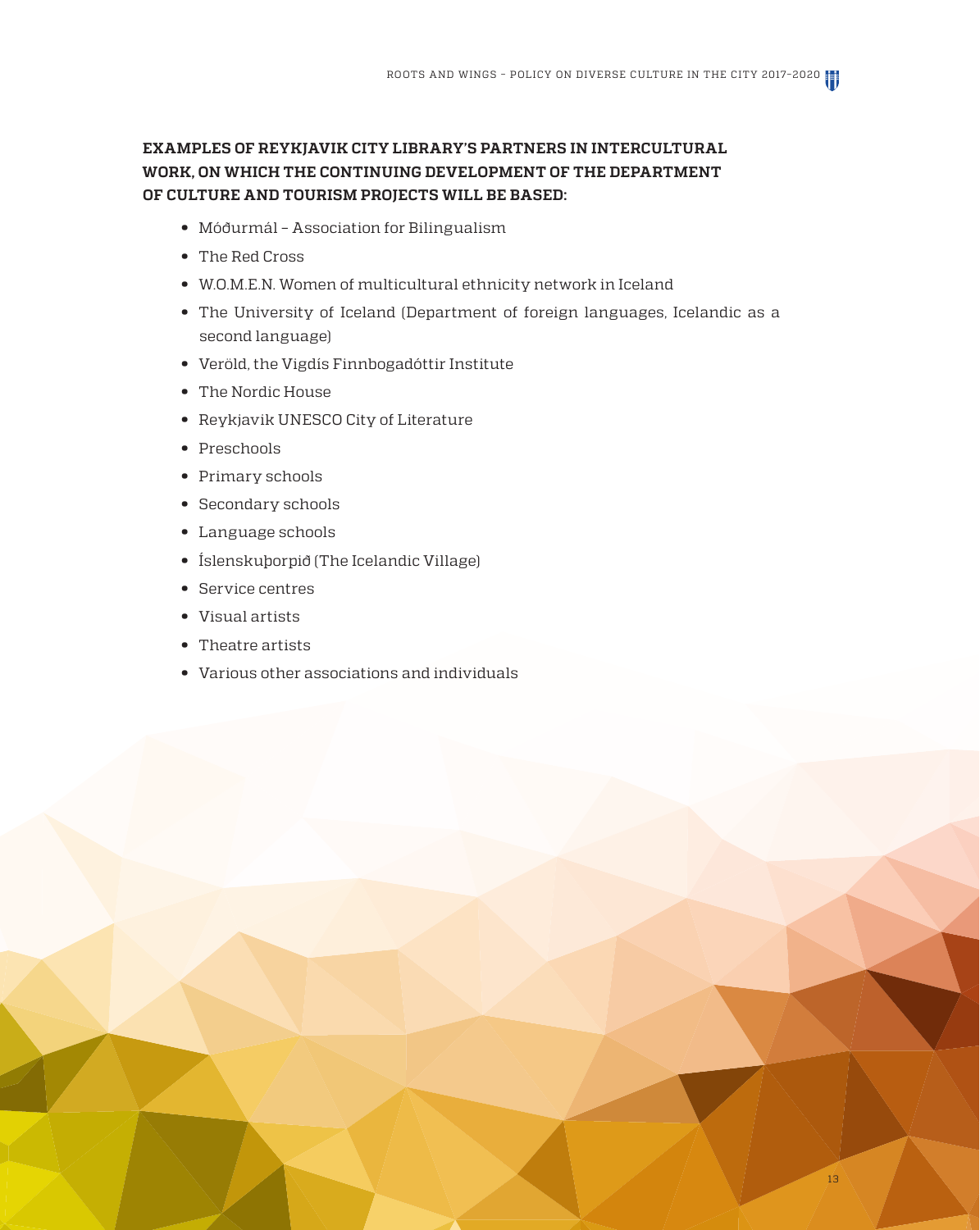### EXAMPLES OF REYKJAVIK CITY LIBRARY'S PARTNERS IN INTERCULTURAL WORK, ON WHICH THE CONTINUING DEVELOPMENT OF THE DEPARTMENT OF CULTURE AND TOURISM PROJECTS WILL BE BASED:

- Móðurmál – Association for Bilingualism
- The Red Cross
- W.O.M.E.N. Women of multicultural ethnicity network in Iceland
- The University of Iceland (Department of foreign languages, Icelandic as a second language)
- Veröld, the Vigdís Finnbogadóttir Institute
- The Nordic House
- Reykjavik UNESCO City of Literature
- Preschools
- Primary schools
- Secondary schools
- Language schools
- Íslenskuþorpið (The Icelandic Village)
- Service centres
- Visual artists
- Theatre artists
- Various other associations and individuals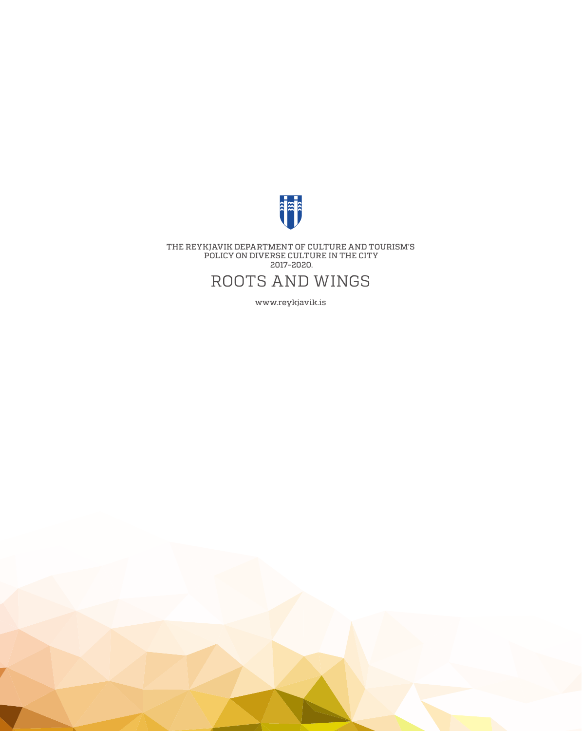THE REYKJAVIK DEPARTMENT OF CULTURE AND TOURISM'S
POLICY ON DIVERSE CULTURE IN THE CITY
2017–2020.

# ROOTS AND WINGS

www.reykjavik.is